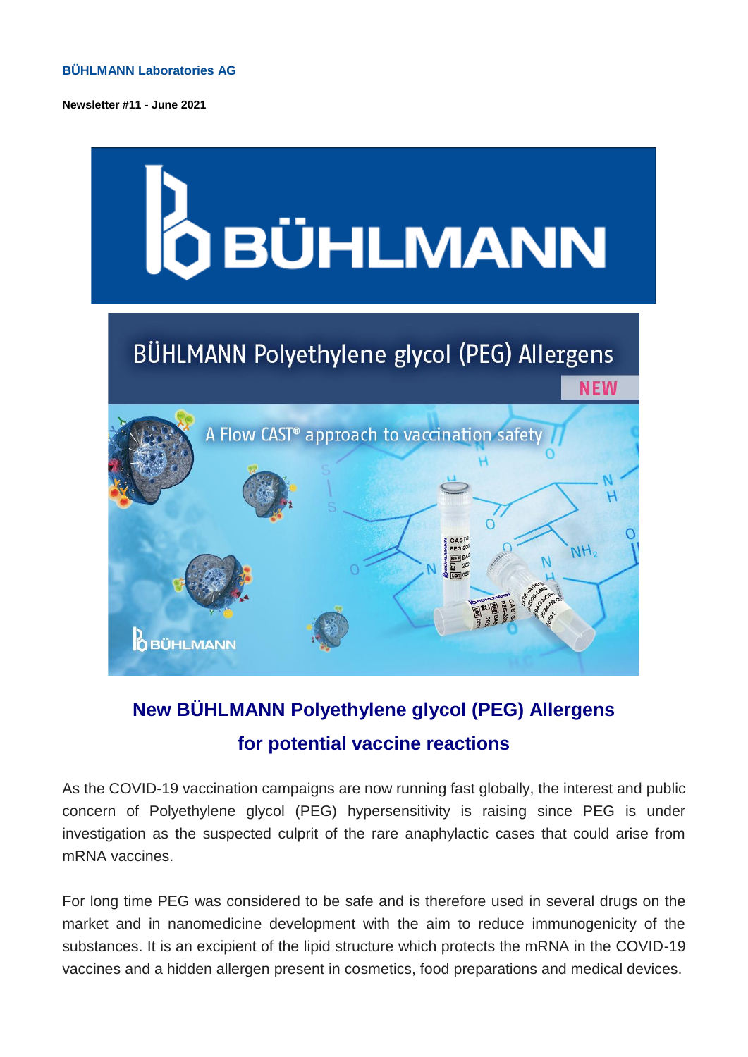**BÜHLMANN Laboratories AG**

**Newsletter #11 - June 2021**

## New BÜHLMANN Polyethylene glycol (PEG) Allergens for potential vaccine reactions

As the COVID-19 vaccination campaigns are now running fast globally, the interest and public concern of Polyethylene glycol (PEG) hypersensitivity is raising since PEG is under investigation as the suspected culprit of the rare anaphylactic cases that could arise from mRNA vaccines.

For long time PEG was considered to be safe and is therefore used in several drugs on the market and in nanomedicine development with the aim to reduce immunogenicity of the substances. It is an excipient of the lipid structure which protects the mRNA in the COVID-19 vaccines and a hidden allergen present in cosmetics, food preparations and medical devices.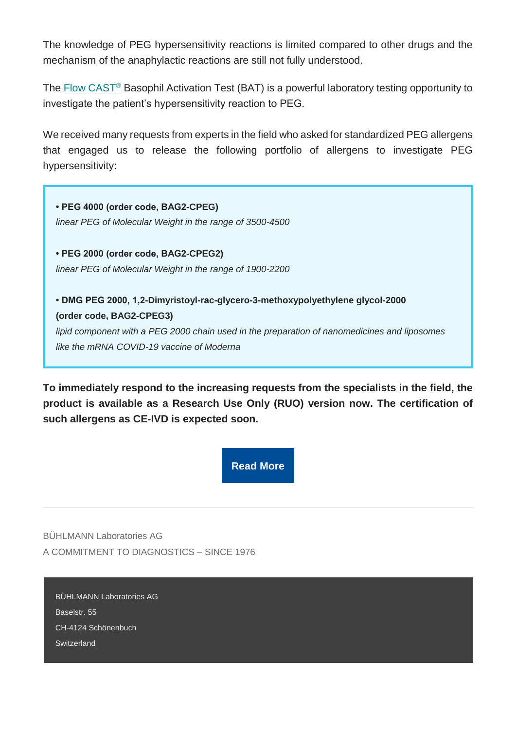The knowledge of PEG hypersensitivity reactions is limited compared to other drugs and the mechanism of the anaphylactic reactions are still not fully understood.

The Flow CAST® Basophil Activation Test (BAT) is a powerful laboratory testing opportunity to investigate the patient's hypersensitivity reaction to PEG.

We received many requests from experts in the field who asked for standardized PEG allergens that engaged us to release the following portfolio of allergens to investigate PEG hypersensitivity:

- **PEG 4000 (order code, BAG2-CPEG)**
  *linear PEG of Molecular Weight in the range of 3500-4500*

- **PEG 2000 (order code, BAG2-CPEG2)**
  *linear PEG of Molecular Weight in the range of 1900-2200*

- **DMG PEG 2000, 1,2-Dimyristoyl-rac-glycero-3-methoxypolyethylene glycol-2000 (order code, BAG2-CPEG3)**
  *lipid component with a PEG 2000 chain used in the preparation of nanomedicines and liposomes like the mRNA COVID-19 vaccine of Moderna*

**To immediately respond to the increasing requests from the specialists in the field, the product is available as a Research Use Only (RUO) version now. The certification of such allergens as CE-IVD is expected soon.**

Read More

BÜHLMANN Laboratories AG
A COMMITMENT TO DIAGNOSTICS – SINCE 1976

BÜHLMANN Laboratories AG
Baselstr. 55
CH-4124 Schönenbuch
Switzerland